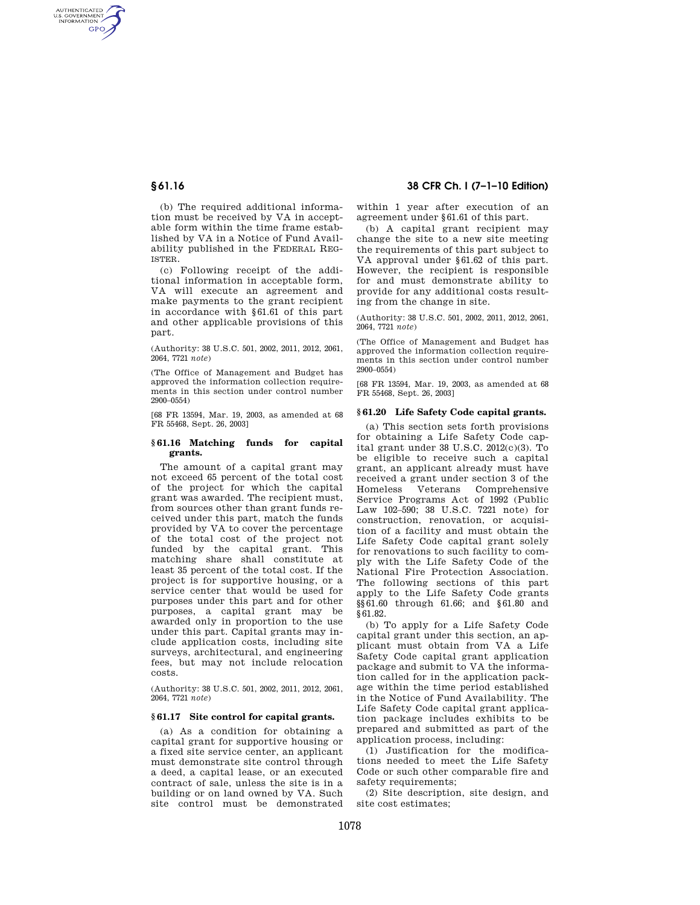(b) The required additional information must be received by VA in acceptable form within the time frame established by VA in a Notice of Fund Availability published in the FEDERAL REGISTER.

(c) Following receipt of the additional information in acceptable form, VA will execute an agreement and make payments to the grant recipient in accordance with §61.61 of this part and other applicable provisions of this part.

(Authority: 38 U.S.C. 501, 2002, 2011, 2012, 2061, 2064, 7721 *note*)

(The Office of Management and Budget has approved the information collection requirements in this section under control number 2900–0554)

[68 FR 13594, Mar. 19, 2003, as amended at 68 FR 55468, Sept. 26, 2003]

### §61.16 Matching funds for capital grants.

The amount of a capital grant may not exceed 65 percent of the total cost of the project for which the capital grant was awarded. The recipient must, from sources other than grant funds received under this part, match the funds provided by VA to cover the percentage of the total cost of the project not funded by the capital grant. This matching share shall constitute at least 35 percent of the total cost. If the project is for supportive housing, or a service center that would be used for purposes under this part and for other purposes, a capital grant may be awarded only in proportion to the use under this part. Capital grants may include application costs, including site surveys, architectural, and engineering fees, but may not include relocation costs.

(Authority: 38 U.S.C. 501, 2002, 2011, 2012, 2061, 2064, 7721 *note*)

### §61.17 Site control for capital grants.

(a) As a condition for obtaining a capital grant for supportive housing or a fixed site service center, an applicant must demonstrate site control through a deed, a capital lease, or an executed contract of sale, unless the site is in a building or on land owned by VA. Such site control must be demonstrated within 1 year after execution of an agreement under §61.61 of this part.

(b) A capital grant recipient may change the site to a new site meeting the requirements of this part subject to VA approval under §61.62 of this part. However, the recipient is responsible for and must demonstrate ability to provide for any additional costs resulting from the change in site.

(Authority: 38 U.S.C. 501, 2002, 2011, 2012, 2061, 2064, 7721 *note*)

(The Office of Management and Budget has approved the information collection requirements in this section under control number 2900–0554)

[68 FR 13594, Mar. 19, 2003, as amended at 68 FR 55468, Sept. 26, 2003]

### §61.20 Life Safety Code capital grants.

(a) This section sets forth provisions for obtaining a Life Safety Code capital grant under 38 U.S.C. 2012(c)(3). To be eligible to receive such a capital grant, an applicant already must have received a grant under section 3 of the Homeless Veterans Comprehensive Service Programs Act of 1992 (Public Law 102–590; 38 U.S.C. 7221 note) for construction, renovation, or acquisition of a facility and must obtain the Life Safety Code capital grant solely for renovations to such facility to comply with the Life Safety Code of the National Fire Protection Association. The following sections of this part apply to the Life Safety Code grants §§61.60 through 61.66; and §61.80 and §61.82.

(b) To apply for a Life Safety Code capital grant under this section, an applicant must obtain from VA a Life Safety Code capital grant application package and submit to VA the information called for in the application package within the time period established in the Notice of Fund Availability. The Life Safety Code capital grant application package includes exhibits to be prepared and submitted as part of the application process, including:

(1) Justification for the modifications needed to meet the Life Safety Code or such other comparable fire and safety requirements;

(2) Site description, site design, and site cost estimates;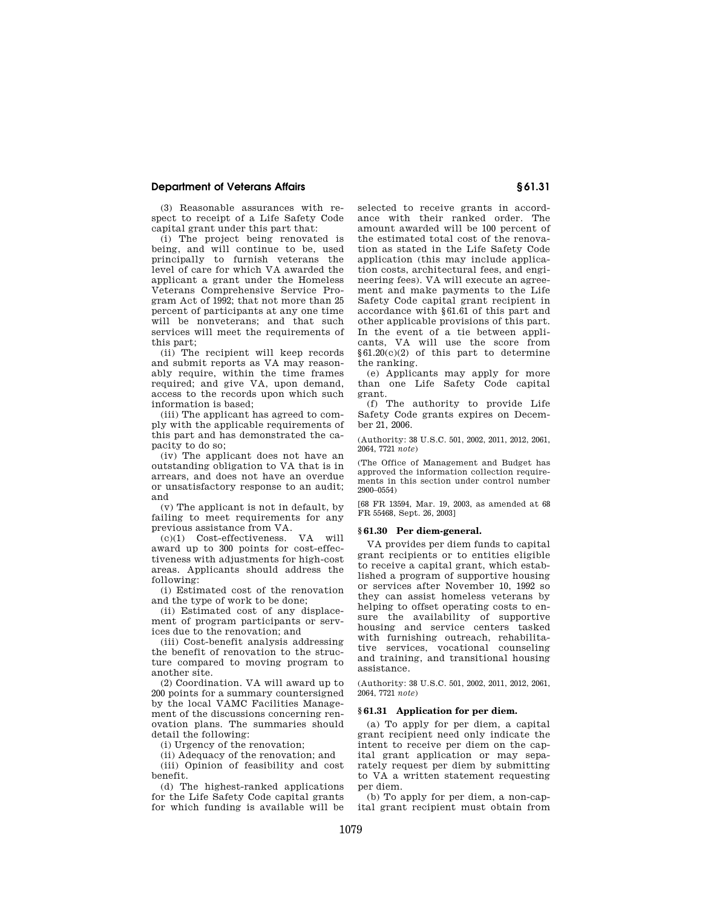(3) Reasonable assurances with respect to receipt of a Life Safety Code capital grant under this part that:

(i) The project being renovated is being, and will continue to be, used principally to furnish veterans the level of care for which VA awarded the applicant a grant under the Homeless Veterans Comprehensive Service Program Act of 1992; that not more than 25 percent of participants at any one time will be nonveterans; and that such services will meet the requirements of this part;

(ii) The recipient will keep records and submit reports as VA may reasonably require, within the time frames required; and give VA, upon demand, access to the records upon which such information is based;

(iii) The applicant has agreed to comply with the applicable requirements of this part and has demonstrated the capacity to do so;

(iv) The applicant does not have an outstanding obligation to VA that is in arrears, and does not have an overdue or unsatisfactory response to an audit; and

(v) The applicant is not in default, by failing to meet requirements for any previous assistance from VA.

(c)(1) Cost-effectiveness. VA will award up to 300 points for cost-effectiveness with adjustments for high-cost areas. Applicants should address the following:

(i) Estimated cost of the renovation and the type of work to be done;

(ii) Estimated cost of any displacement of program participants or services due to the renovation; and

(iii) Cost-benefit analysis addressing the benefit of renovation to the structure compared to moving program to another site.

(2) Coordination. VA will award up to 200 points for a summary countersigned by the local VAMC Facilities Management of the discussions concerning renovation plans. The summaries should detail the following:

(i) Urgency of the renovation;

(ii) Adequacy of the renovation; and

(iii) Opinion of feasibility and cost benefit.

(d) The highest-ranked applications for the Life Safety Code capital grants for which funding is available will be selected to receive grants in accordance with their ranked order. The amount awarded will be 100 percent of the estimated total cost of the renovation as stated in the Life Safety Code application (this may include application costs, architectural fees, and engineering fees). VA will execute an agreement and make payments to the Life Safety Code capital grant recipient in accordance with §61.61 of this part and other applicable provisions of this part. In the event of a tie between applicants, VA will use the score from §61.20(c)(2) of this part to determine the ranking.

(e) Applicants may apply for more than one Life Safety Code capital grant.

(f) The authority to provide Life Safety Code grants expires on December 21, 2006.

(Authority: 38 U.S.C. 501, 2002, 2011, 2012, 2061, 2064, 7721 *note*)

(The Office of Management and Budget has approved the information collection requirements in this section under control number 2900–0554)

[68 FR 13594, Mar. 19, 2003, as amended at 68 FR 55468, Sept. 26, 2003]

## §61.30 Per diem-general.

VA provides per diem funds to capital grant recipients or to entities eligible to receive a capital grant, which established a program of supportive housing or services after November 10, 1992 so they can assist homeless veterans by helping to offset operating costs to ensure the availability of supportive housing and service centers tasked with furnishing outreach, rehabilitative services, vocational counseling and training, and transitional housing assistance.

(Authority: 38 U.S.C. 501, 2002, 2011, 2012, 2061, 2064, 7721 *note*)

## §61.31 Application for per diem.

(a) To apply for per diem, a capital grant recipient need only indicate the intent to receive per diem on the capital grant application or may separately request per diem by submitting to VA a written statement requesting per diem.

(b) To apply for per diem, a non-capital grant recipient must obtain from